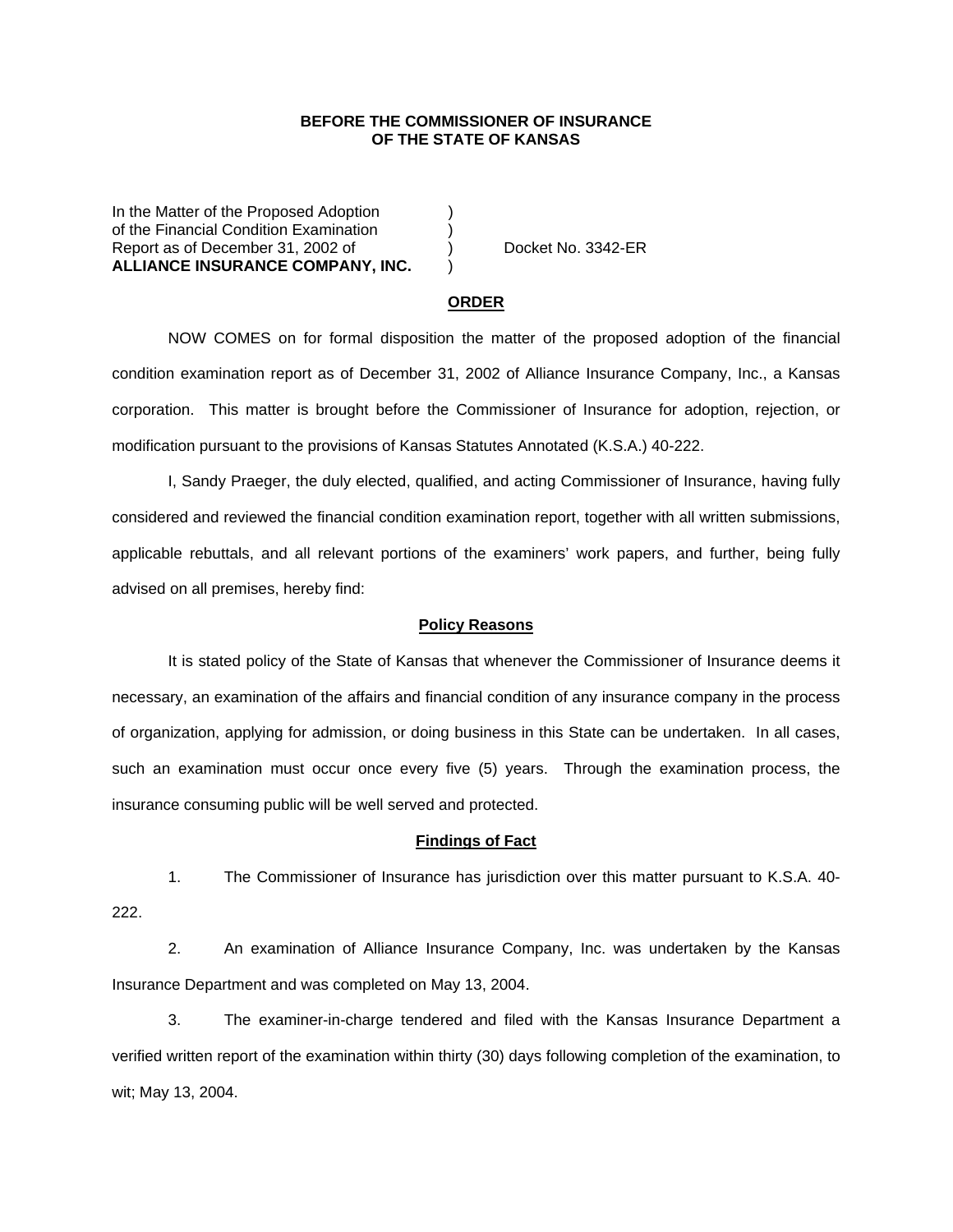**BEFORE THE COMMISSIONER OF INSURANCE**
**OF THE STATE OF KANSAS**

| | | |
|---|---|---|
| In the Matter of the Proposed Adoption | ) | |
| of the Financial Condition Examination | ) | |
| Report as of December 31, 2002 of | ) | Docket No. 3342-ER |
| **ALLIANCE INSURANCE COMPANY, INC.** | ) | |

## ORDER

NOW COMES on for formal disposition the matter of the proposed adoption of the financial condition examination report as of December 31, 2002 of Alliance Insurance Company, Inc., a Kansas corporation. This matter is brought before the Commissioner of Insurance for adoption, rejection, or modification pursuant to the provisions of Kansas Statutes Annotated (K.S.A.) 40-222.

I, Sandy Praeger, the duly elected, qualified, and acting Commissioner of Insurance, having fully considered and reviewed the financial condition examination report, together with all written submissions, applicable rebuttals, and all relevant portions of the examiners' work papers, and further, being fully advised on all premises, hereby find:

### Policy Reasons

It is stated policy of the State of Kansas that whenever the Commissioner of Insurance deems it necessary, an examination of the affairs and financial condition of any insurance company in the process of organization, applying for admission, or doing business in this State can be undertaken. In all cases, such an examination must occur once every five (5) years. Through the examination process, the insurance consuming public will be well served and protected.

### Findings of Fact

1. The Commissioner of Insurance has jurisdiction over this matter pursuant to K.S.A. 40-222.

2. An examination of Alliance Insurance Company, Inc. was undertaken by the Kansas Insurance Department and was completed on May 13, 2004.

3. The examiner-in-charge tendered and filed with the Kansas Insurance Department a verified written report of the examination within thirty (30) days following completion of the examination, to wit; May 13, 2004.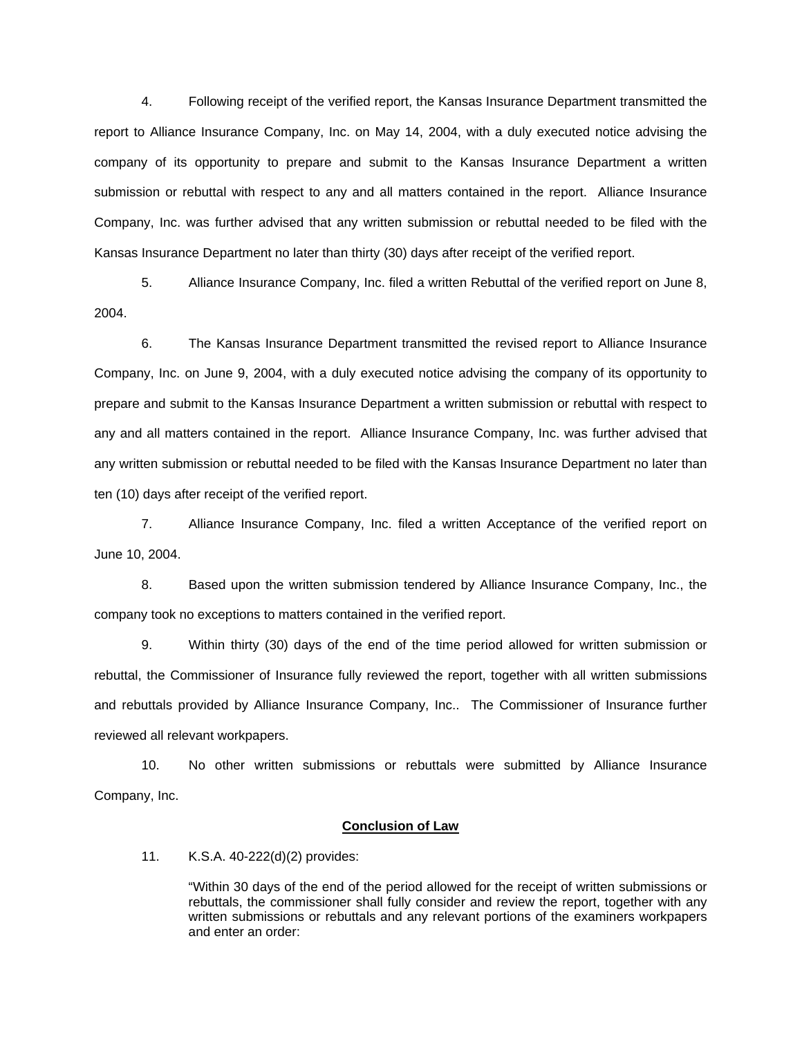4. Following receipt of the verified report, the Kansas Insurance Department transmitted the report to Alliance Insurance Company, Inc. on May 14, 2004, with a duly executed notice advising the company of its opportunity to prepare and submit to the Kansas Insurance Department a written submission or rebuttal with respect to any and all matters contained in the report. Alliance Insurance Company, Inc. was further advised that any written submission or rebuttal needed to be filed with the Kansas Insurance Department no later than thirty (30) days after receipt of the verified report.

5. Alliance Insurance Company, Inc. filed a written Rebuttal of the verified report on June 8, 2004.

6. The Kansas Insurance Department transmitted the revised report to Alliance Insurance Company, Inc. on June 9, 2004, with a duly executed notice advising the company of its opportunity to prepare and submit to the Kansas Insurance Department a written submission or rebuttal with respect to any and all matters contained in the report. Alliance Insurance Company, Inc. was further advised that any written submission or rebuttal needed to be filed with the Kansas Insurance Department no later than ten (10) days after receipt of the verified report.

7. Alliance Insurance Company, Inc. filed a written Acceptance of the verified report on June 10, 2004.

8. Based upon the written submission tendered by Alliance Insurance Company, Inc., the company took no exceptions to matters contained in the verified report.

9. Within thirty (30) days of the end of the time period allowed for written submission or rebuttal, the Commissioner of Insurance fully reviewed the report, together with all written submissions and rebuttals provided by Alliance Insurance Company, Inc.. The Commissioner of Insurance further reviewed all relevant workpapers.

10. No other written submissions or rebuttals were submitted by Alliance Insurance Company, Inc.

**<u>Conclusion of Law</u>**

11. K.S.A. 40-222(d)(2) provides:

> "Within 30 days of the end of the period allowed for the receipt of written submissions or rebuttals, the commissioner shall fully consider and review the report, together with any written submissions or rebuttals and any relevant portions of the examiners workpapers and enter an order: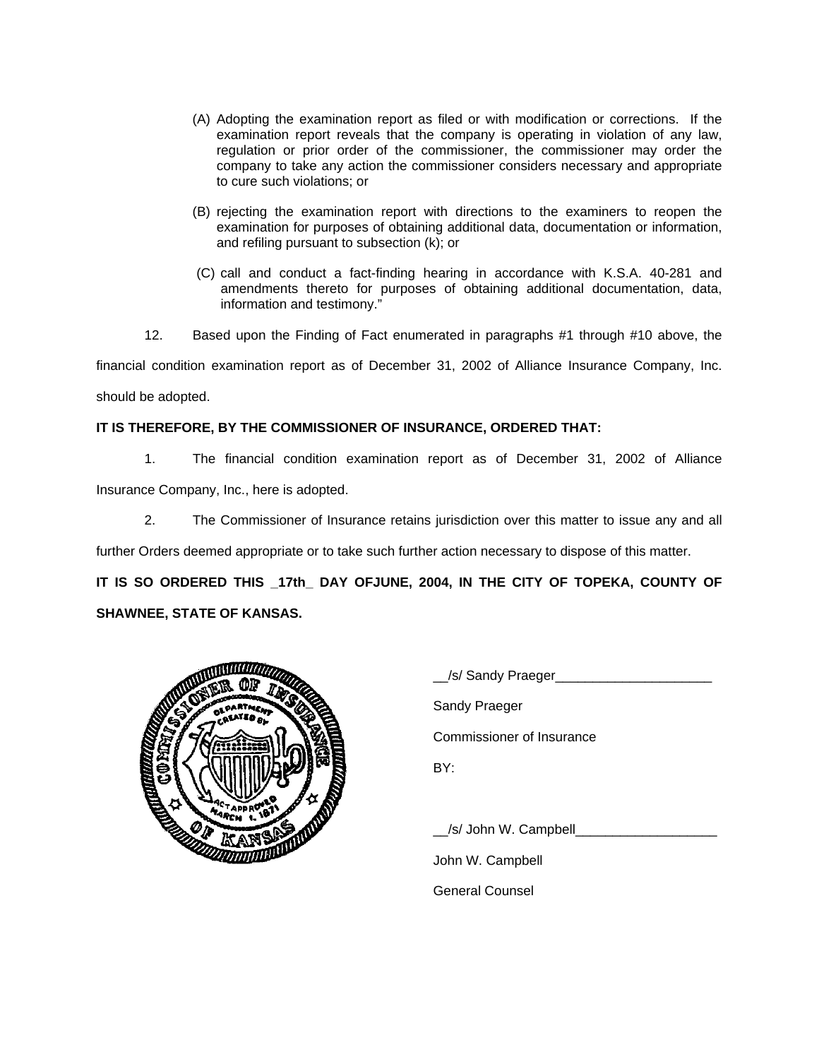(A) Adopting the examination report as filed or with modification or corrections. If the examination report reveals that the company is operating in violation of any law, regulation or prior order of the commissioner, the commissioner may order the company to take any action the commissioner considers necessary and appropriate to cure such violations; or

(B) rejecting the examination report with directions to the examiners to reopen the examination for purposes of obtaining additional data, documentation or information, and refiling pursuant to subsection (k); or

(C) call and conduct a fact-finding hearing in accordance with K.S.A. 40-281 and amendments thereto for purposes of obtaining additional documentation, data, information and testimony."

12. Based upon the Finding of Fact enumerated in paragraphs #1 through #10 above, the financial condition examination report as of December 31, 2002 of Alliance Insurance Company, Inc. should be adopted.

**IT IS THEREFORE, BY THE COMMISSIONER OF INSURANCE, ORDERED THAT:**

1. The financial condition examination report as of December 31, 2002 of Alliance Insurance Company, Inc., here is adopted.

2. The Commissioner of Insurance retains jurisdiction over this matter to issue any and all further Orders deemed appropriate or to take such further action necessary to dispose of this matter.

**IT IS SO ORDERED THIS _17th_ DAY OFJUNE, 2004, IN THE CITY OF TOPEKA, COUNTY OF SHAWNEE, STATE OF KANSAS.**

__/s/ Sandy Praeger_____________________

Sandy Praeger

Commissioner of Insurance

BY:

__/s/ John W. Campbell___________________

John W. Campbell

General Counsel